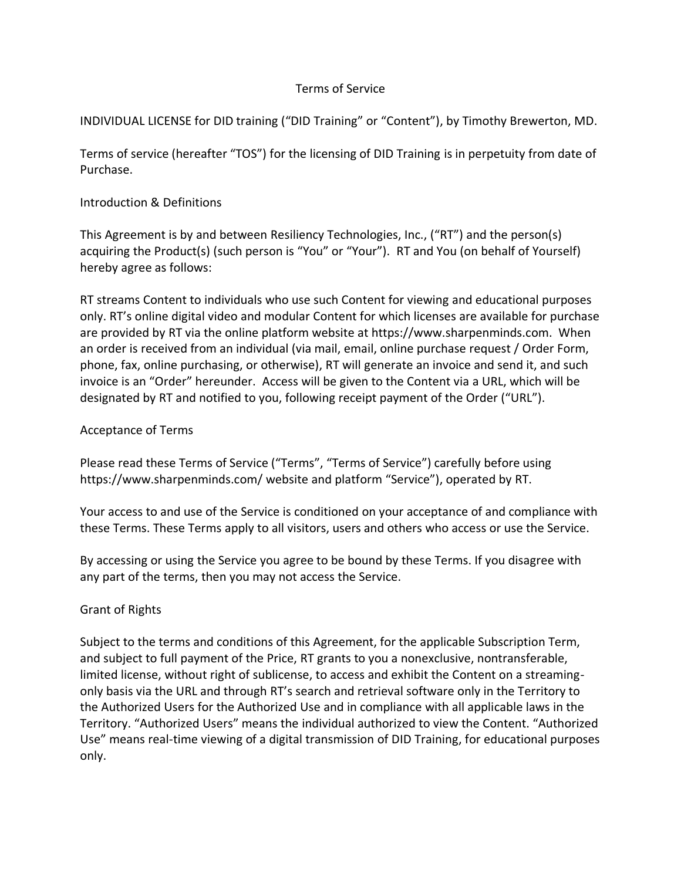# Terms of Service

INDIVIDUAL LICENSE for DID training ("DID Training" or "Content"), by Timothy Brewerton, MD.

Terms of service (hereafter "TOS") for the licensing of DID Training is in perpetuity from date of Purchase.

## Introduction & Definitions

This Agreement is by and between Resiliency Technologies, Inc., ("RT") and the person(s) acquiring the Product(s) (such person is "You" or "Your"). RT and You (on behalf of Yourself) hereby agree as follows:

RT streams Content to individuals who use such Content for viewing and educational purposes only. RT's online digital video and modular Content for which licenses are available for purchase are provided by RT via the online platform website at https://www.sharpenminds.com. When an order is received from an individual (via mail, email, online purchase request / Order Form, phone, fax, online purchasing, or otherwise), RT will generate an invoice and send it, and such invoice is an "Order" hereunder. Access will be given to the Content via a URL, which will be designated by RT and notified to you, following receipt payment of the Order ("URL").

## Acceptance of Terms

Please read these Terms of Service ("Terms", "Terms of Service") carefully before using https://www.sharpenminds.com/ website and platform "Service"), operated by RT.

Your access to and use of the Service is conditioned on your acceptance of and compliance with these Terms. These Terms apply to all visitors, users and others who access or use the Service.

By accessing or using the Service you agree to be bound by these Terms. If you disagree with any part of the terms, then you may not access the Service.

## Grant of Rights

Subject to the terms and conditions of this Agreement, for the applicable Subscription Term, and subject to full payment of the Price, RT grants to you a nonexclusive, nontransferable, limited license, without right of sublicense, to access and exhibit the Content on a streaming-only basis via the URL and through RT's search and retrieval software only in the Territory to the Authorized Users for the Authorized Use and in compliance with all applicable laws in the Territory. "Authorized Users" means the individual authorized to view the Content. "Authorized Use" means real-time viewing of a digital transmission of DID Training, for educational purposes only.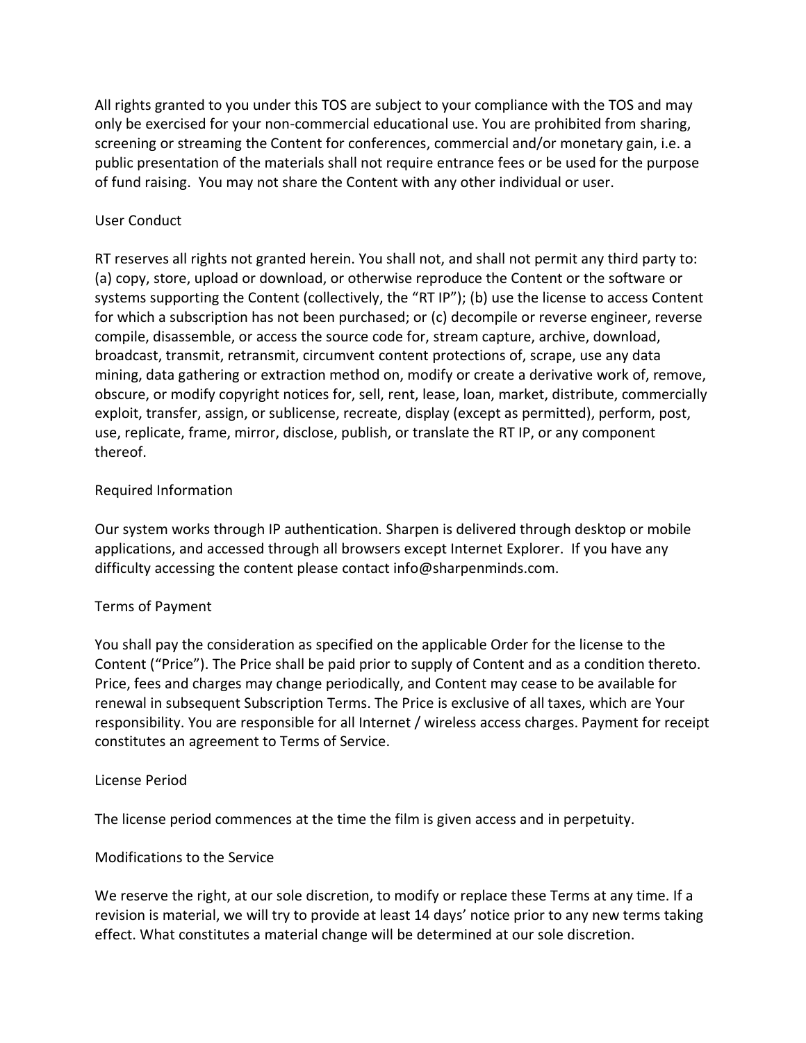All rights granted to you under this TOS are subject to your compliance with the TOS and may only be exercised for your non-commercial educational use. You are prohibited from sharing, screening or streaming the Content for conferences, commercial and/or monetary gain, i.e. a public presentation of the materials shall not require entrance fees or be used for the purpose of fund raising. You may not share the Content with any other individual or user.

## User Conduct

RT reserves all rights not granted herein. You shall not, and shall not permit any third party to: (a) copy, store, upload or download, or otherwise reproduce the Content or the software or systems supporting the Content (collectively, the "RT IP"); (b) use the license to access Content for which a subscription has not been purchased; or (c) decompile or reverse engineer, reverse compile, disassemble, or access the source code for, stream capture, archive, download, broadcast, transmit, retransmit, circumvent content protections of, scrape, use any data mining, data gathering or extraction method on, modify or create a derivative work of, remove, obscure, or modify copyright notices for, sell, rent, lease, loan, market, distribute, commercially exploit, transfer, assign, or sublicense, recreate, display (except as permitted), perform, post, use, replicate, frame, mirror, disclose, publish, or translate the RT IP, or any component thereof.

## Required Information

Our system works through IP authentication. Sharpen is delivered through desktop or mobile applications, and accessed through all browsers except Internet Explorer. If you have any difficulty accessing the content please contact info@sharpenminds.com.

## Terms of Payment

You shall pay the consideration as specified on the applicable Order for the license to the Content ("Price"). The Price shall be paid prior to supply of Content and as a condition thereto. Price, fees and charges may change periodically, and Content may cease to be available for renewal in subsequent Subscription Terms. The Price is exclusive of all taxes, which are Your responsibility. You are responsible for all Internet / wireless access charges. Payment for receipt constitutes an agreement to Terms of Service.

## License Period

The license period commences at the time the film is given access and in perpetuity.

## Modifications to the Service

We reserve the right, at our sole discretion, to modify or replace these Terms at any time. If a revision is material, we will try to provide at least 14 days' notice prior to any new terms taking effect. What constitutes a material change will be determined at our sole discretion.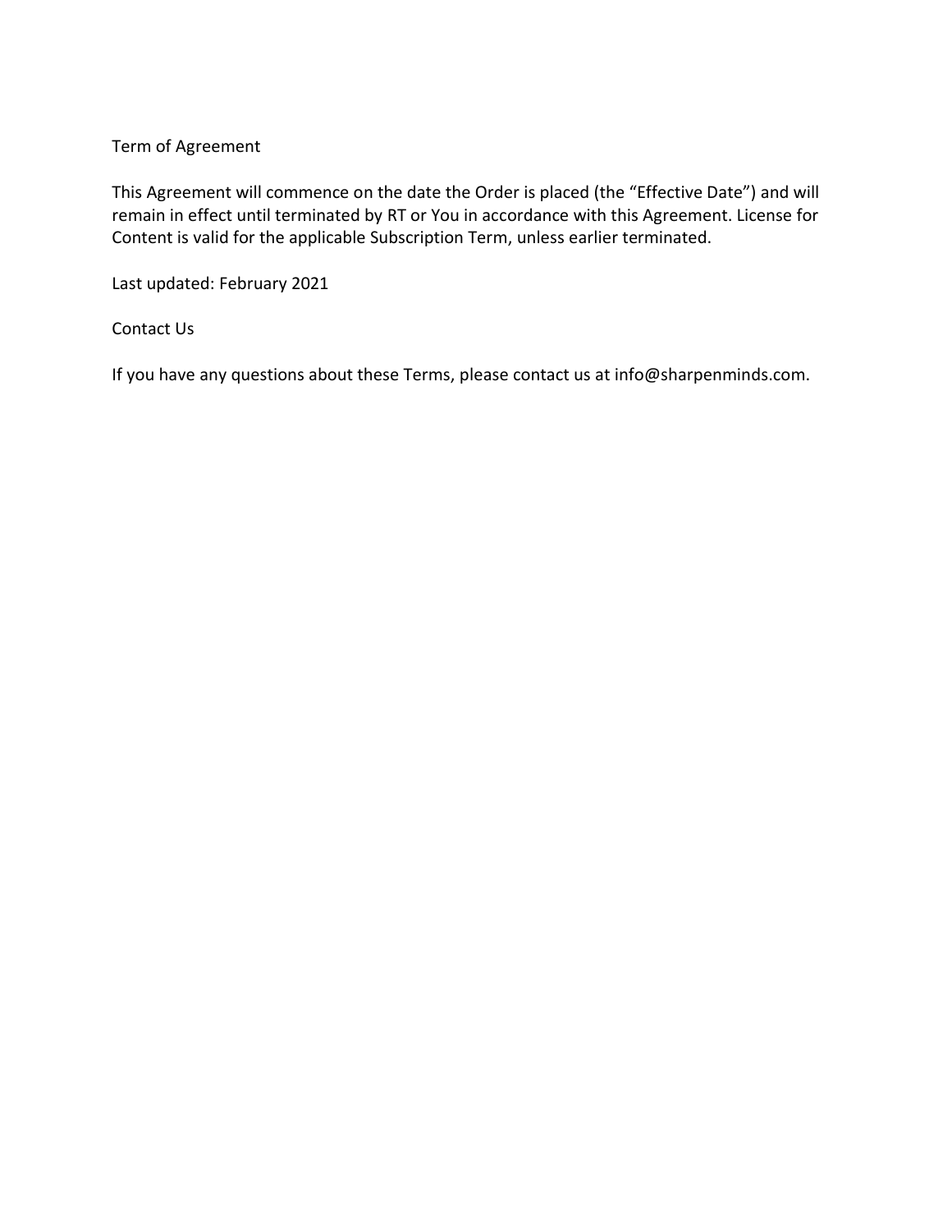## Term of Agreement

This Agreement will commence on the date the Order is placed (the "Effective Date") and will remain in effect until terminated by RT or You in accordance with this Agreement. License for Content is valid for the applicable Subscription Term, unless earlier terminated.

Last updated: February 2021

## Contact Us

If you have any questions about these Terms, please contact us at info@sharpenminds.com.